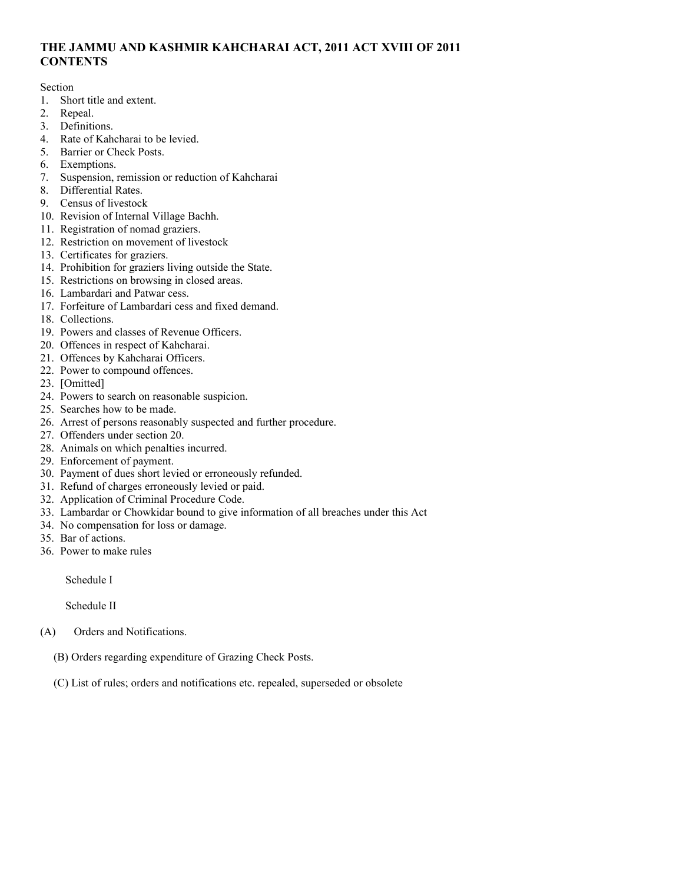**THE JAMMU AND KASHMIR KAHCHARAI ACT, 2011 ACT XVIII OF 2011**
**CONTENTS**

Section

1. Short title and extent.
2. Repeal.
3. Definitions.
4. Rate of Kahcharai to be levied.
5. Barrier or Check Posts.
6. Exemptions.
7. Suspension, remission or reduction of Kahcharai
8. Differential Rates.
9. Census of livestock
10. Revision of Internal Village Bachh.
11. Registration of nomad graziers.
12. Restriction on movement of livestock
13. Certificates for graziers.
14. Prohibition for graziers living outside the State.
15. Restrictions on browsing in closed areas.
16. Lambardari and Patwar cess.
17. Forfeiture of Lambardari cess and fixed demand.
18. Collections.
19. Powers and classes of Revenue Officers.
20. Offences in respect of Kahcharai.
21. Offences by Kahcharai Officers.
22. Power to compound offences.
23. [Omitted]
24. Powers to search on reasonable suspicion.
25. Searches how to be made.
26. Arrest of persons reasonably suspected and further procedure.
27. Offenders under section 20.
28. Animals on which penalties incurred.
29. Enforcement of payment.
30. Payment of dues short levied or erroneously refunded.
31. Refund of charges erroneously levied or paid.
32. Application of Criminal Procedure Code.
33. Lambardar or Chowkidar bound to give information of all breaches under this Act
34. No compensation for loss or damage.
35. Bar of actions.
36. Power to make rules

Schedule I

Schedule II

(A) Orders and Notifications.

(B) Orders regarding expenditure of Grazing Check Posts.

(C) List of rules; orders and notifications etc. repealed, superseded or obsolete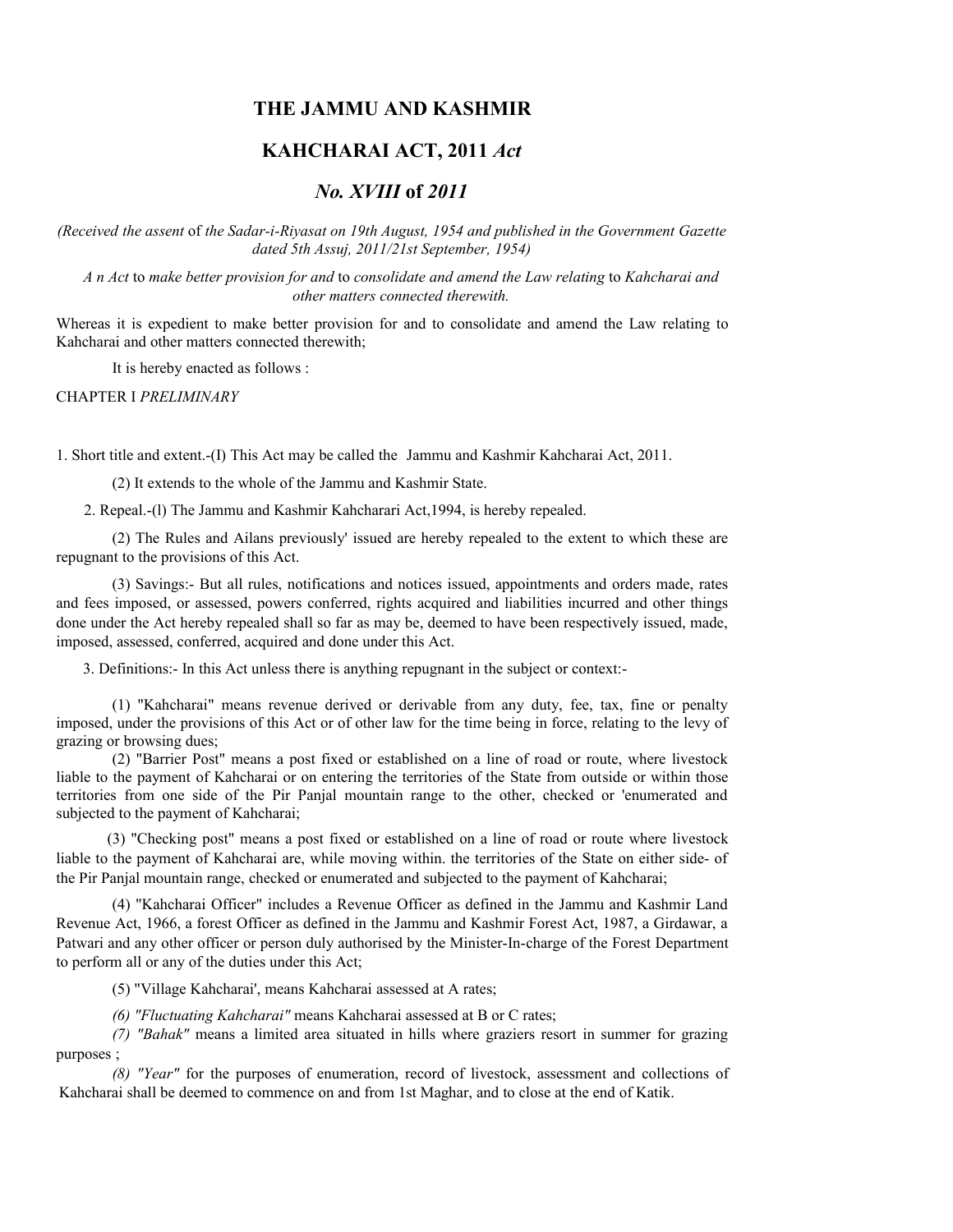# THE JAMMU AND KASHMIR

# KAHCHARAI ACT, 2011 *Act*

# *No. XVIII* of *2011*

*(Received the assent* of *the Sadar-i-Riyasat on 19th August, 1954 and published in the Government Gazette dated 5th Assuj, 2011/21st September, 1954)*

*A n Act* to *make better provision for and* to *consolidate and amend the Law relating* to *Kahcharai and other matters connected therewith.*

Whereas it is expedient to make better provision for and to consolidate and amend the Law relating to Kahcharai and other matters connected therewith;

It is hereby enacted as follows :

CHAPTER I *PRELIMINARY*

1. Short title and extent.-(I) This Act may be called the Jammu and Kashmir Kahcharai Act, 2011.

(2) It extends to the whole of the Jammu and Kashmir State.

2. Repeal.-(l) The Jammu and Kashmir Kahcharari Act,1994, is hereby repealed.

(2) The Rules and Ailans previously' issued are hereby repealed to the extent to which these are repugnant to the provisions of this Act.

(3) Savings:- But all rules, notifications and notices issued, appointments and orders made, rates and fees imposed, or assessed, powers conferred, rights acquired and liabilities incurred and other things done under the Act hereby repealed shall so far as may be, deemed to have been respectively issued, made, imposed, assessed, conferred, acquired and done under this Act.

3. Definitions:- In this Act unless there is anything repugnant in the subject or context:-

(1) "Kahcharai" means revenue derived or derivable from any duty, fee, tax, fine or penalty imposed, under the provisions of this Act or of other law for the time being in force, relating to the levy of grazing or browsing dues;

(2) "Barrier Post" means a post fixed or established on a line of road or route, where livestock liable to the payment of Kahcharai or on entering the territories of the State from outside or within those territories from one side of the Pir Panjal mountain range to the other, checked or 'enumerated and subjected to the payment of Kahcharai;

(3) "Checking post" means a post fixed or established on a line of road or route where livestock liable to the payment of Kahcharai are, while moving within. the territories of the State on either side- of the Pir Panjal mountain range, checked or enumerated and subjected to the payment of Kahcharai;

(4) "Kahcharai Officer" includes a Revenue Officer as defined in the Jammu and Kashmir Land Revenue Act, 1966, a forest Officer as defined in the Jammu and Kashmir Forest Act, 1987, a Girdawar, a Patwari and any other officer or person duly authorised by the Minister-In-charge of the Forest Department to perform all or any of the duties under this Act;

(5) "Village Kahcharai', means Kahcharai assessed at A rates;

*(6) "Fluctuating Kahcharai"* means Kahcharai assessed at B or C rates;

*(7) "Bahak"* means a limited area situated in hills where graziers resort in summer for grazing purposes ;

*(8) "Year"* for the purposes of enumeration, record of livestock, assessment and collections of Kahcharai shall be deemed to commence on and from 1st Maghar, and to close at the end of Katik.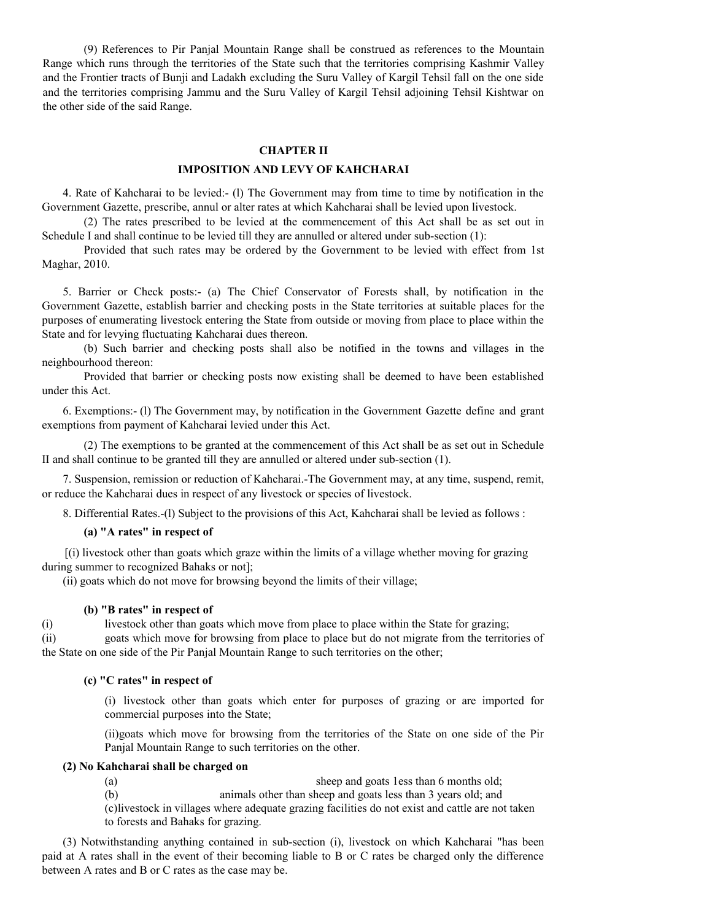(9) References to Pir Panjal Mountain Range shall be construed as references to the Mountain Range which runs through the territories of the State such that the territories comprising Kashmir Valley and the Frontier tracts of Bunji and Ladakh excluding the Suru Valley of Kargil Tehsil fall on the one side and the territories comprising Jammu and the Suru Valley of Kargil Tehsil adjoining Tehsil Kishtwar on the other side of the said Range.

## CHAPTER II

## IMPOSITION AND LEVY OF KAHCHARAI

4. Rate of Kahcharai to be levied:- (l) The Government may from time to time by notification in the Government Gazette, prescribe, annul or alter rates at which Kahcharai shall be levied upon livestock.

(2) The rates prescribed to be levied at the commencement of this Act shall be as set out in Schedule I and shall continue to be levied till they are annulled or altered under sub-section (1):

Provided that such rates may be ordered by the Government to be levied with effect from 1st Maghar, 2010.

5. Barrier or Check posts:- (a) The Chief Conservator of Forests shall, by notification in the Government Gazette, establish barrier and checking posts in the State territories at suitable places for the purposes of enumerating livestock entering the State from outside or moving from place to place within the State and for levying fluctuating Kahcharai dues thereon.

(b) Such barrier and checking posts shall also be notified in the towns and villages in the neighbourhood thereon:

Provided that barrier or checking posts now existing shall be deemed to have been established under this Act.

6. Exemptions:- (l) The Government may, by notification in the Government Gazette define and grant exemptions from payment of Kahcharai levied under this Act.

(2) The exemptions to be granted at the commencement of this Act shall be as set out in Schedule II and shall continue to be granted till they are annulled or altered under sub-section (1).

7. Suspension, remission or reduction of Kahcharai.-The Government may, at any time, suspend, remit, or reduce the Kahcharai dues in respect of any livestock or species of livestock.

8. Differential Rates.-(l) Subject to the provisions of this Act, Kahcharai shall be levied as follows :

**(a) "A rates" in respect of**

[(i) livestock other than goats which graze within the limits of a village whether moving for grazing during summer to recognized Bahaks or not];

(ii) goats which do not move for browsing beyond the limits of their village;

**(b) "B rates" in respect of**

(i) livestock other than goats which move from place to place within the State for grazing;

(ii) goats which move for browsing from place to place but do not migrate from the territories of the State on one side of the Pir Panjal Mountain Range to such territories on the other;

**(c) "C rates" in respect of**

(i) livestock other than goats which enter for purposes of grazing or are imported for commercial purposes into the State;

(ii)goats which move for browsing from the territories of the State on one side of the Pir Panjal Mountain Range to such territories on the other.

**(2) No Kahcharai shall be charged on**

(a) sheep and goats 1ess than 6 months old;

(b) animals other than sheep and goats less than 3 years old; and

(c)livestock in villages where adequate grazing facilities do not exist and cattle are not taken to forests and Bahaks for grazing.

(3) Notwithstanding anything contained in sub-section (i), livestock on which Kahcharai "has been paid at A rates shall in the event of their becoming liable to B or C rates be charged only the difference between A rates and B or C rates as the case may be.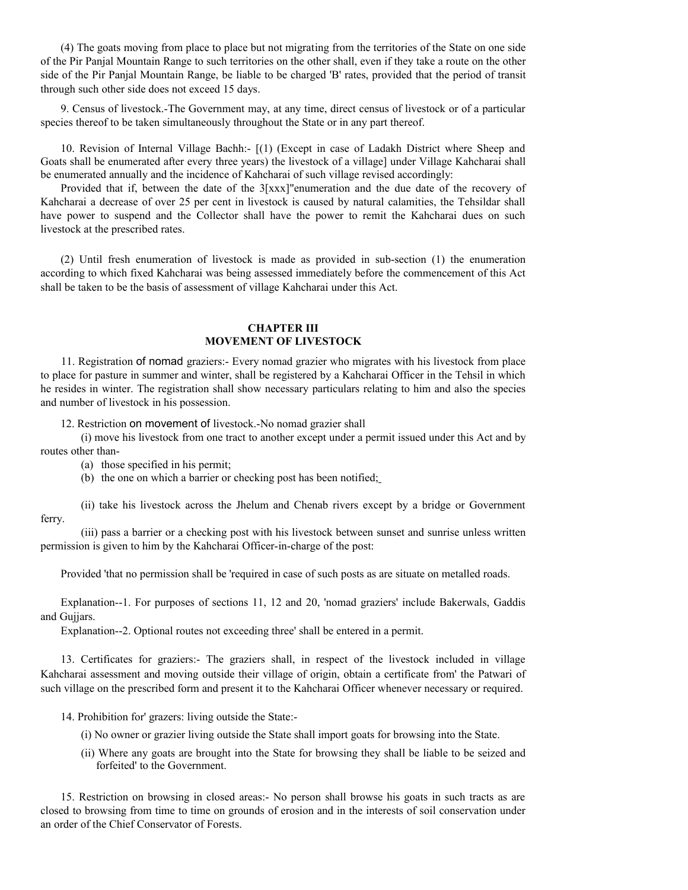(4) The goats moving from place to place but not migrating from the territories of the State on one side of the Pir Panjal Mountain Range to such territories on the other shall, even if they take a route on the other side of the Pir Panjal Mountain Range, be liable to be charged 'B' rates, provided that the period of transit through such other side does not exceed 15 days.

9. Census of livestock.-The Government may, at any time, direct census of livestock or of a particular species thereof to be taken simultaneously throughout the State or in any part thereof.

10. Revision of Internal Village Bachh:- [(1) (Except in case of Ladakh District where Sheep and Goats shall be enumerated after every three years) the livestock of a village] under Village Kahcharai shall be enumerated annually and the incidence of Kahcharai of such village revised accordingly:

Provided that if, between the date of the 3[xxx]"enumeration and the due date of the recovery of Kahcharai a decrease of over 25 per cent in livestock is caused by natural calamities, the Tehsildar shall have power to suspend and the Collector shall have the power to remit the Kahcharai dues on such livestock at the prescribed rates.

(2) Until fresh enumeration of livestock is made as provided in sub-section (1) the enumeration according to which fixed Kahcharai was being assessed immediately before the commencement of this Act shall be taken to be the basis of assessment of village Kahcharai under this Act.

## CHAPTER III
## MOVEMENT OF LIVESTOCK

11. Registration of nomad graziers:- Every nomad grazier who migrates with his livestock from place to place for pasture in summer and winter, shall be registered by a Kahcharai Officer in the Tehsil in which he resides in winter. The registration shall show necessary particulars relating to him and also the species and number of livestock in his possession.

12. Restriction on movement of livestock.-No nomad grazier shall

(i) move his livestock from one tract to another except under a permit issued under this Act and by routes other than-

(a) those specified in his permit;

(b) the one on which a barrier or checking post has been notified;

(ii) take his livestock across the Jhelum and Chenab rivers except by a bridge or Government ferry.

(iii) pass a barrier or a checking post with his livestock between sunset and sunrise unless written permission is given to him by the Kahcharai Officer-in-charge of the post:

Provided 'that no permission shall be 'required in case of such posts as are situate on metalled roads.

Explanation--1. For purposes of sections 11, 12 and 20, 'nomad graziers' include Bakerwals, Gaddis and Gujjars.

Explanation--2. Optional routes not exceeding three' shall be entered in a permit.

13. Certificates for graziers:- The graziers shall, in respect of the livestock included in village Kahcharai assessment and moving outside their village of origin, obtain a certificate from' the Patwari of such village on the prescribed form and present it to the Kahcharai Officer whenever necessary or required.

14. Prohibition for' grazers: living outside the State:-

(i) No owner or grazier living outside the State shall import goats for browsing into the State.

(ii) Where any goats are brought into the State for browsing they shall be liable to be seized and forfeited' to the Government.

15. Restriction on browsing in closed areas:- No person shall browse his goats in such tracts as are closed to browsing from time to time on grounds of erosion and in the interests of soil conservation under an order of the Chief Conservator of Forests.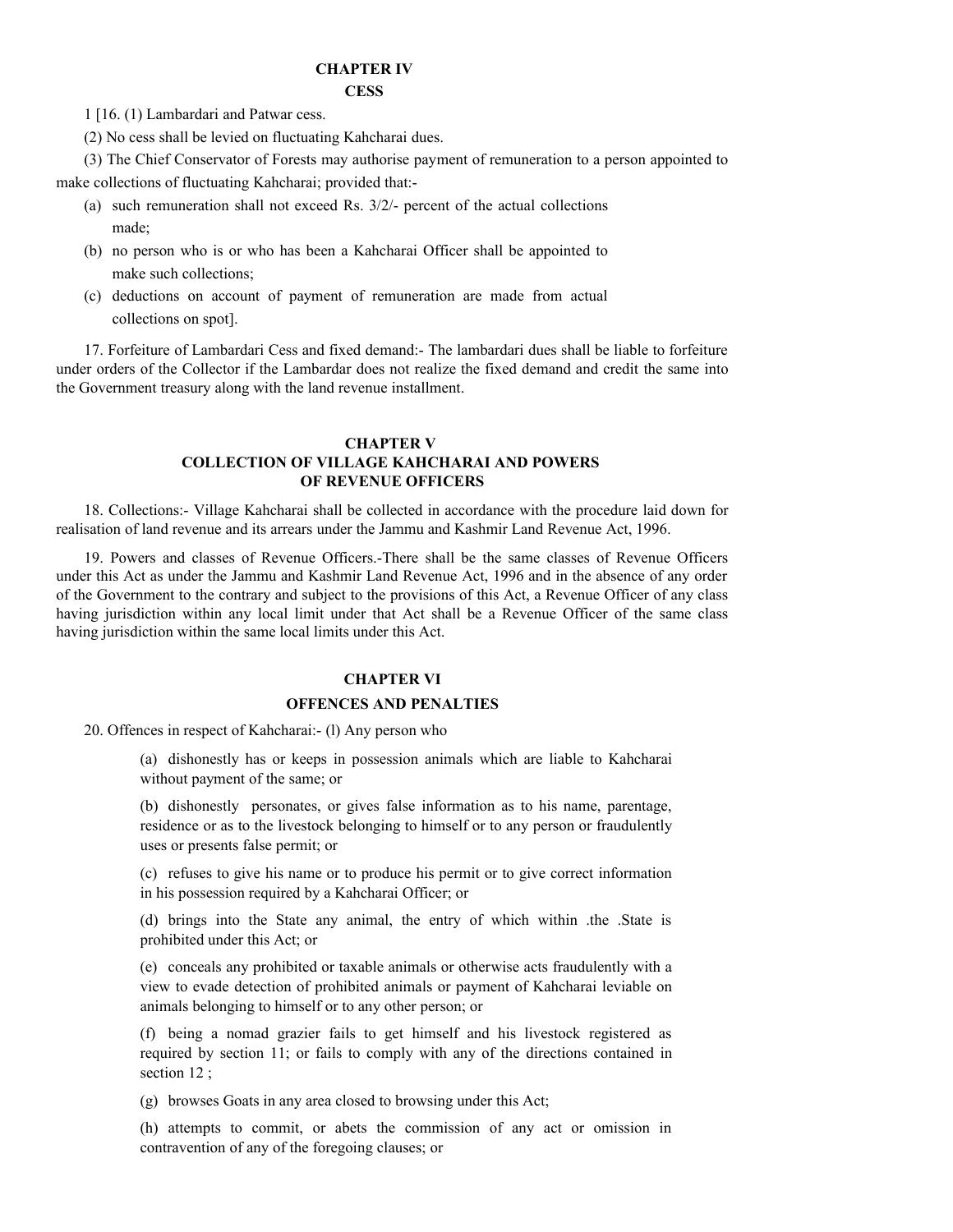## CHAPTER IV

## CESS

1 [16. (1) Lambardari and Patwar cess.

(2) No cess shall be levied on fluctuating Kahcharai dues.

(3) The Chief Conservator of Forests may authorise payment of remuneration to a person appointed to make collections of fluctuating Kahcharai; provided that:-

- (a) such remuneration shall not exceed Rs. 3/2/- percent of the actual collections made;
- (b) no person who is or who has been a Kahcharai Officer shall be appointed to make such collections;
- (c) deductions on account of payment of remuneration are made from actual collections on spot].

17. Forfeiture of Lambardari Cess and fixed demand:- The lambardari dues shall be liable to forfeiture under orders of the Collector if the Lambardar does not realize the fixed demand and credit the same into the Government treasury along with the land revenue installment.

## CHAPTER V
## COLLECTION OF VILLAGE KAHCHARAI AND POWERS OF REVENUE OFFICERS

18. Collections:- Village Kahcharai shall be collected in accordance with the procedure laid down for realisation of land revenue and its arrears under the Jammu and Kashmir Land Revenue Act, 1996.

19. Powers and classes of Revenue Officers.-There shall be the same classes of Revenue Officers under this Act as under the Jammu and Kashmir Land Revenue Act, 1996 and in the absence of any order of the Government to the contrary and subject to the provisions of this Act, a Revenue Officer of any class having jurisdiction within any local limit under that Act shall be a Revenue Officer of the same class having jurisdiction within the same local limits under this Act.

## CHAPTER VI

## OFFENCES AND PENALTIES

20. Offences in respect of Kahcharai:- (l) Any person who

(a) dishonestly has or keeps in possession animals which are liable to Kahcharai without payment of the same; or

(b) dishonestly personates, or gives false information as to his name, parentage, residence or as to the livestock belonging to himself or to any person or fraudulently uses or presents false permit; or

(c) refuses to give his name or to produce his permit or to give correct information in his possession required by a Kahcharai Officer; or

(d) brings into the State any animal, the entry of which within .the .State is prohibited under this Act; or

(e) conceals any prohibited or taxable animals or otherwise acts fraudulently with a view to evade detection of prohibited animals or payment of Kahcharai leviable on animals belonging to himself or to any other person; or

(f) being a nomad grazier fails to get himself and his livestock registered as required by section 11; or fails to comply with any of the directions contained in section 12 ;

(g) browses Goats in any area closed to browsing under this Act;

(h) attempts to commit, or abets the commission of any act or omission in contravention of any of the foregoing clauses; or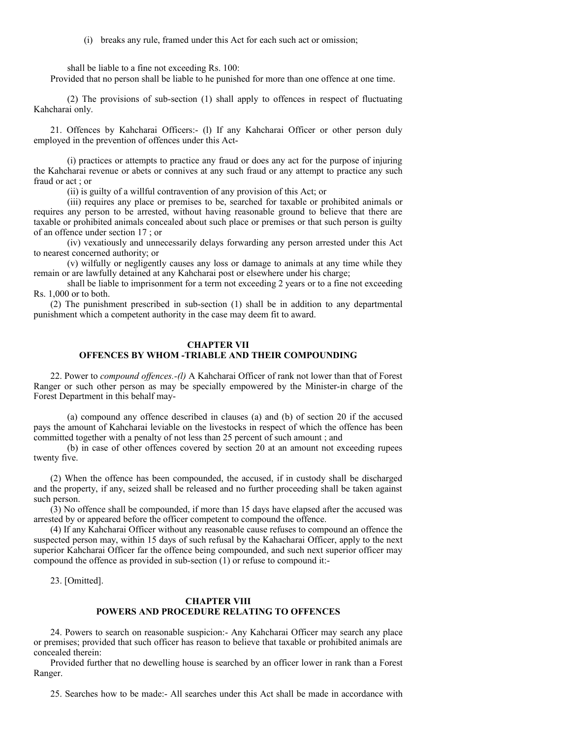(i) breaks any rule, framed under this Act for each such act or omission;

shall be liable to a fine not exceeding Rs. 100:

Provided that no person shall be liable to he punished for more than one offence at one time.

(2) The provisions of sub-section (1) shall apply to offences in respect of fluctuating Kahcharai only.

21. Offences by Kahcharai Officers:- (l) If any Kahcharai Officer or other person duly employed in the prevention of offences under this Act-

(i) practices or attempts to practice any fraud or does any act for the purpose of injuring the Kahcharai revenue or abets or connives at any such fraud or any attempt to practice any such fraud or act ; or

(ii) is guilty of a willful contravention of any provision of this Act; or

(iii) requires any place or premises to be, searched for taxable or prohibited animals or requires any person to be arrested, without having reasonable ground to believe that there are taxable or prohibited animals concealed about such place or premises or that such person is guilty of an offence under section 17 ; or

(iv) vexatiously and unnecessarily delays forwarding any person arrested under this Act to nearest concerned authority; or

(v) wilfully or negligently causes any loss or damage to animals at any time while they remain or are lawfully detained at any Kahcharai post or elsewhere under his charge;

shall be liable to imprisonment for a term not exceeding 2 years or to a fine not exceeding Rs. 1,000 or to both.

(2) The punishment prescribed in sub-section (1) shall be in addition to any departmental punishment which a competent authority in the case may deem fit to award.

## CHAPTER VII
## OFFENCES BY WHOM -TRIABLE AND THEIR COMPOUNDING

22. Power to *compound offences.-(l)* A Kahcharai Officer of rank not lower than that of Forest Ranger or such other person as may be specially empowered by the Minister-in charge of the Forest Department in this behalf may-

(a) compound any offence described in clauses (a) and (b) of section 20 if the accused pays the amount of Kahcharai leviable on the livestocks in respect of which the offence has been committed together with a penalty of not less than 25 percent of such amount ; and

(b) in case of other offences covered by section 20 at an amount not exceeding rupees twenty five.

(2) When the offence has been compounded, the accused, if in custody shall be discharged and the property, if any, seized shall be released and no further proceeding shall be taken against such person.

(3) No offence shall be compounded, if more than 15 days have elapsed after the accused was arrested by or appeared before the officer competent to compound the offence.

(4) If any Kahcharai Officer without any reasonable cause refuses to compound an offence the suspected person may, within 15 days of such refusal by the Kahacharai Officer, apply to the next superior Kahcharai Officer far the offence being compounded, and such next superior officer may compound the offence as provided in sub-section (1) or refuse to compound it:-

23. [Omitted].

## CHAPTER VIII
## POWERS AND PROCEDURE RELATING TO OFFENCES

24. Powers to search on reasonable suspicion:- Any Kahcharai Officer may search any place or premises; provided that such officer has reason to believe that taxable or prohibited animals are concealed therein:

Provided further that no dewelling house is searched by an officer lower in rank than a Forest Ranger.

25. Searches how to be made:- All searches under this Act shall be made in accordance with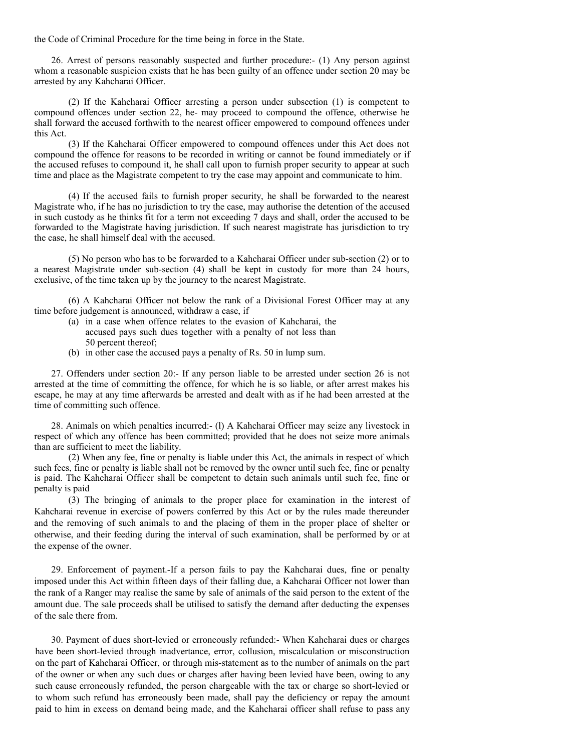the Code of Criminal Procedure for the time being in force in the State.

26. Arrest of persons reasonably suspected and further procedure:- (1) Any person against whom a reasonable suspicion exists that he has been guilty of an offence under section 20 may be arrested by any Kahcharai Officer.

(2) If the Kahcharai Officer arresting a person under subsection (1) is competent to compound offences under section 22, he- may proceed to compound the offence, otherwise he shall forward the accused forthwith to the nearest officer empowered to compound offences under this Act.

(3) If the Kahcharai Officer empowered to compound offences under this Act does not compound the offence for reasons to be recorded in writing or cannot be found immediately or if the accused refuses to compound it, he shall call upon to furnish proper security to appear at such time and place as the Magistrate competent to try the case may appoint and communicate to him.

(4) If the accused fails to furnish proper security, he shall be forwarded to the nearest Magistrate who, if he has no jurisdiction to try the case, may authorise the detention of the accused in such custody as he thinks fit for a term not exceeding 7 days and shall, order the accused to be forwarded to the Magistrate having jurisdiction. If such nearest magistrate has jurisdiction to try the case, he shall himself deal with the accused.

(5) No person who has to be forwarded to a Kahcharai Officer under sub-section (2) or to a nearest Magistrate under sub-section (4) shall be kept in custody for more than 24 hours, exclusive, of the time taken up by the journey to the nearest Magistrate.

(6) A Kahcharai Officer not below the rank of a Divisional Forest Officer may at any time before judgement is announced, withdraw a case, if

(a) in a case when offence relates to the evasion of Kahcharai, the accused pays such dues together with a penalty of not less than 50 percent thereof;
(b) in other case the accused pays a penalty of Rs. 50 in lump sum.

27. Offenders under section 20:- If any person liable to be arrested under section 26 is not arrested at the time of committing the offence, for which he is so liable, or after arrest makes his escape, he may at any time afterwards be arrested and dealt with as if he had been arrested at the time of committing such offence.

28. Animals on which penalties incurred:- (l) A Kahcharai Officer may seize any livestock in respect of which any offence has been committed; provided that he does not seize more animals than are sufficient to meet the liability.

(2) When any fee, fine or penalty is liable under this Act, the animals in respect of which such fees, fine or penalty is liable shall not be removed by the owner until such fee, fine or penalty is paid. The Kahcharai Officer shall be competent to detain such animals until such fee, fine or penalty is paid

(3) The bringing of animals to the proper place for examination in the interest of Kahcharai revenue in exercise of powers conferred by this Act or by the rules made thereunder and the removing of such animals to and the placing of them in the proper place of shelter or otherwise, and their feeding during the interval of such examination, shall be performed by or at the expense of the owner.

29. Enforcement of payment.-If a person fails to pay the Kahcharai dues, fine or penalty imposed under this Act within fifteen days of their falling due, a Kahcharai Officer not lower than the rank of a Ranger may realise the same by sale of animals of the said person to the extent of the amount due. The sale proceeds shall be utilised to satisfy the demand after deducting the expenses of the sale there from.

30. Payment of dues short-levied or erroneously refunded:- When Kahcharai dues or charges have been short-levied through inadvertance, error, collusion, miscalculation or misconstruction on the part of Kahcharai Officer, or through mis-statement as to the number of animals on the part of the owner or when any such dues or charges after having been levied have been, owing to any such cause erroneously refunded, the person chargeable with the tax or charge so short-levied or to whom such refund has erroneously been made, shall pay the deficiency or repay the amount paid to him in excess on demand being made, and the Kahcharai officer shall refuse to pass any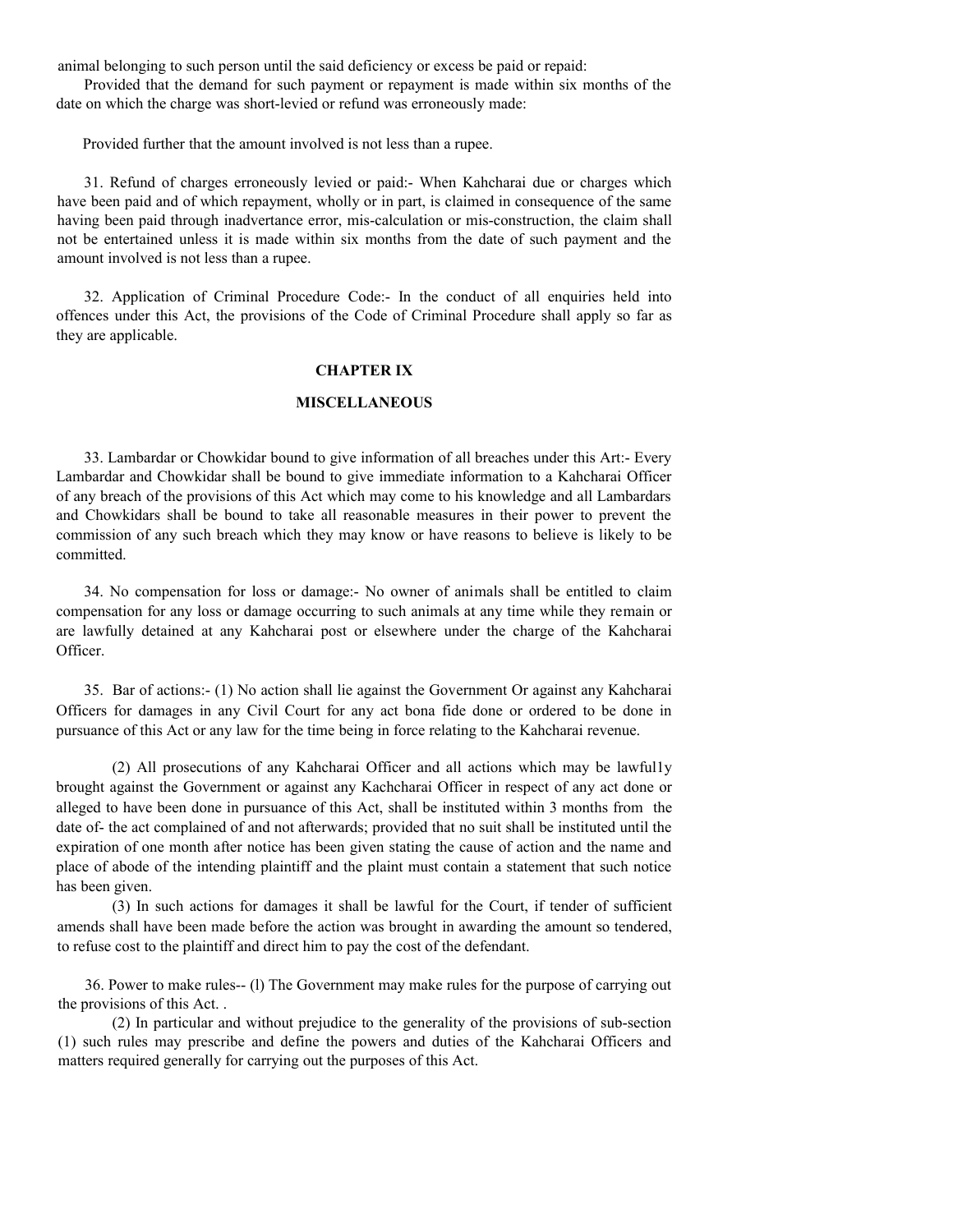animal belonging to such person until the said deficiency or excess be paid or repaid:

Provided that the demand for such payment or repayment is made within six months of the date on which the charge was short-levied or refund was erroneously made:

Provided further that the amount involved is not less than a rupee.

31. Refund of charges erroneously levied or paid:- When Kahcharai due or charges which have been paid and of which repayment, wholly or in part, is claimed in consequence of the same having been paid through inadvertance error, mis-calculation or mis-construction, the claim shall not be entertained unless it is made within six months from the date of such payment and the amount involved is not less than a rupee.

32. Application of Criminal Procedure Code:- In the conduct of all enquiries held into offences under this Act, the provisions of the Code of Criminal Procedure shall apply so far as they are applicable.

## CHAPTER IX

## MISCELLANEOUS

33. Lambardar or Chowkidar bound to give information of all breaches under this Art:- Every Lambardar and Chowkidar shall be bound to give immediate information to a Kahcharai Officer of any breach of the provisions of this Act which may come to his knowledge and all Lambardars and Chowkidars shall be bound to take all reasonable measures in their power to prevent the commission of any such breach which they may know or have reasons to believe is likely to be committed.

34. No compensation for loss or damage:- No owner of animals shall be entitled to claim compensation for any loss or damage occurring to such animals at any time while they remain or are lawfully detained at any Kahcharai post or elsewhere under the charge of the Kahcharai Officer.

35. Bar of actions:- (1) No action shall lie against the Government Or against any Kahcharai Officers for damages in any Civil Court for any act bona fide done or ordered to be done in pursuance of this Act or any law for the time being in force relating to the Kahcharai revenue.

(2) All prosecutions of any Kahcharai Officer and all actions which may be lawful1y brought against the Government or against any Kachcharai Officer in respect of any act done or alleged to have been done in pursuance of this Act, shall be instituted within 3 months from the date of- the act complained of and not afterwards; provided that no suit shall be instituted until the expiration of one month after notice has been given stating the cause of action and the name and place of abode of the intending plaintiff and the plaint must contain a statement that such notice has been given.

(3) In such actions for damages it shall be lawful for the Court, if tender of sufficient amends shall have been made before the action was brought in awarding the amount so tendered, to refuse cost to the plaintiff and direct him to pay the cost of the defendant.

36. Power to make rules-- (l) The Government may make rules for the purpose of carrying out the provisions of this Act. .

(2) In particular and without prejudice to the generality of the provisions of sub-section (1) such rules may prescribe and define the powers and duties of the Kahcharai Officers and matters required generally for carrying out the purposes of this Act.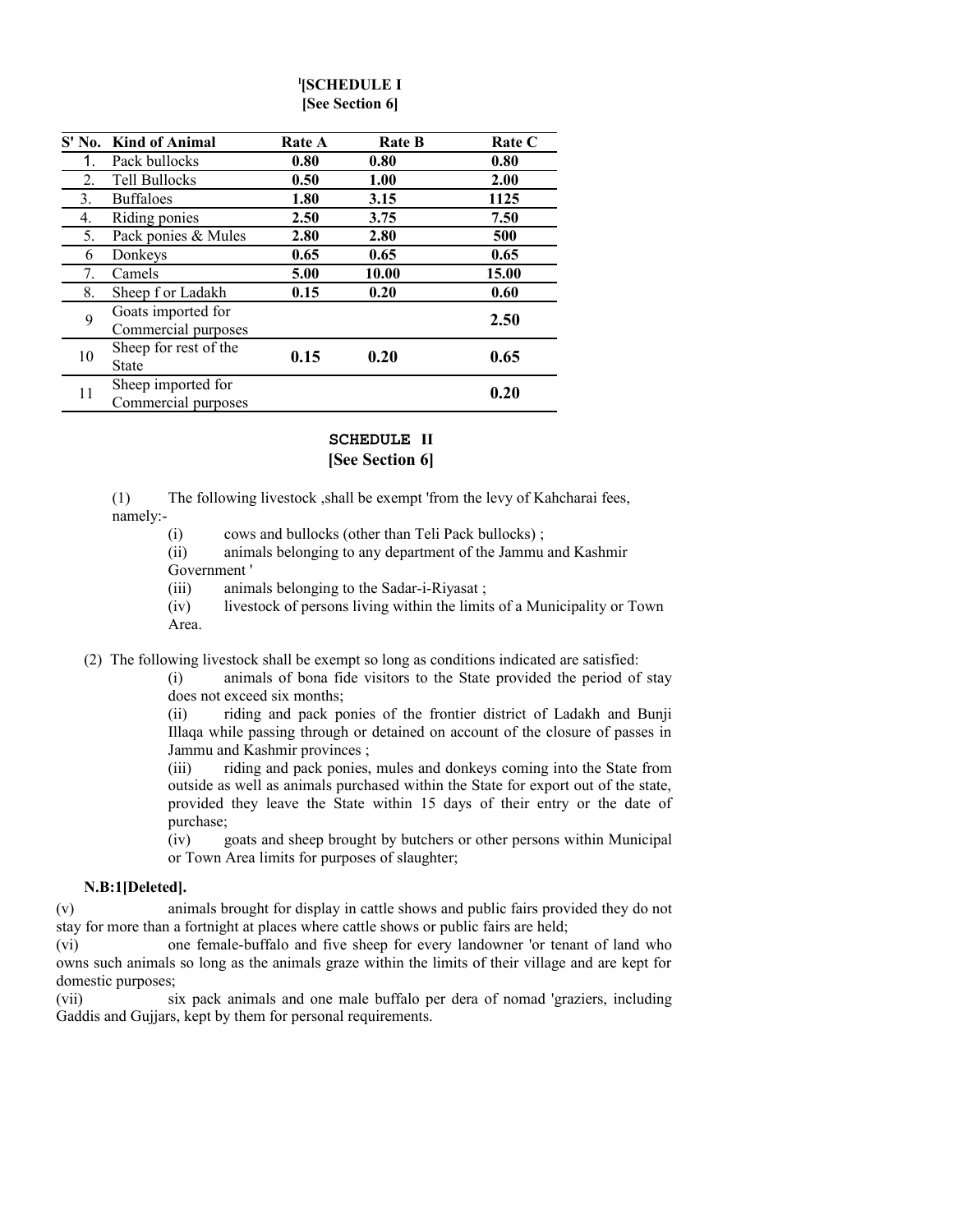# [1][SCHEDULE I
[See Section 6]

| S' No. | Kind of Animal | Rate A | Rate B | Rate C |
|---|---|---|---|---|
| 1. | Pack bullocks | **0.80** | **0.80** | **0.80** |
| 2. | Tell Bullocks | **0.50** | **1.00** | **2.00** |
| 3. | Buffaloes | **1.80** | **3.15** | **1125** |
| 4. | Riding ponies | **2.50** | **3.75** | **7.50** |
| 5. | Pack ponies & Mules | **2.80** | **2.80** | **500** |
| 6 | Donkeys | **0.65** | **0.65** | **0.65** |
| 7. | Camels | **5.00** | **10.00** | **15.00** |
| 8. | Sheep f or Ladakh | **0.15** | **0.20** | **0.60** |
| 9 | Goats imported for Commercial purposes | | | **2.50** |
| 10 | Sheep for rest of the State | **0.15** | **0.20** | **0.65** |
| 11 | Sheep imported for Commercial purposes | | | **0.20** |

## SCHEDULE II
[See Section 6]

(1) The following livestock ,shall be exempt 'from the levy of Kahcharai fees, namely:-

(i) cows and bullocks (other than Teli Pack bullocks) ;

(ii) animals belonging to any department of the Jammu and Kashmir Government '

(iii) animals belonging to the Sadar-i-Riyasat ;

(iv) livestock of persons living within the limits of a Municipality or Town Area.

(2) The following livestock shall be exempt so long as conditions indicated are satisfied:

(i) animals of bona fide visitors to the State provided the period of stay does not exceed six months;

(ii) riding and pack ponies of the frontier district of Ladakh and Bunji Illaqa while passing through or detained on account of the closure of passes in Jammu and Kashmir provinces ;

(iii) riding and pack ponies, mules and donkeys coming into the State from outside as well as animals purchased within the State for export out of the state, provided they leave the State within 15 days of their entry or the date of purchase;

(iv) goats and sheep brought by butchers or other persons within Municipal or Town Area limits for purposes of slaughter;

**N.B:1[Deleted].**

(v) animals brought for display in cattle shows and public fairs provided they do not stay for more than a fortnight at places where cattle shows or public fairs are held;

(vi) one female-buffalo and five sheep for every landowner 'or tenant of land who owns such animals so long as the animals graze within the limits of their village and are kept for domestic purposes;

(vii) six pack animals and one male buffalo per dera of nomad 'graziers, including Gaddis and Gujjars, kept by them for personal requirements.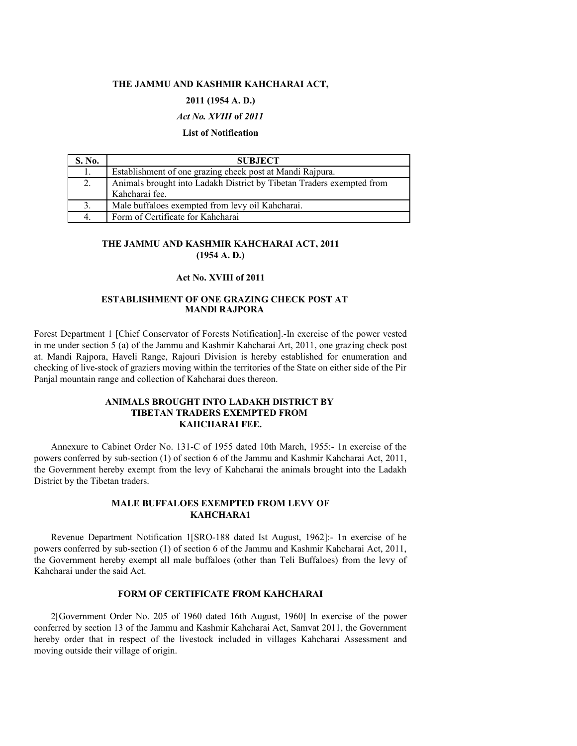**THE JAMMU AND KASHMIR KAHCHARAI ACT,**

**2011 (1954 A. D.)**

***Act No. XVIII* of *2011***

**List of Notification**

| S. No. | SUBJECT |
|---|---|
| 1. | Establishment of one grazing check post at Mandi Rajpura. |
| 2. | Animals brought into Ladakh District by Tibetan Traders exempted from Kahcharai fee. |
| 3. | Male buffaloes exempted from levy oil Kahcharai. |
| 4. | Form of Certificate for Kahcharai |

**THE JAMMU AND KASHMIR KAHCHARAI ACT, 2011 (1954 A. D.)**

**Act No. XVIII of 2011**

## ESTABLISHMENT OF ONE GRAZING CHECK POST AT MANDI RAJPORA

Forest Department 1 [Chief Conservator of Forests Notification].-In exercise of the power vested in me under section 5 (a) of the Jammu and Kashmir Kahcharai Art, 2011, one grazing check post at. Mandi Rajpora, Haveli Range, Rajouri Division is hereby established for enumeration and checking of live-stock of graziers moving within the territories of the State on either side of the Pir Panjal mountain range and collection of Kahcharai dues thereon.

## ANIMALS BROUGHT INTO LADAKH DISTRICT BY TIBETAN TRADERS EXEMPTED FROM KAHCHARAI FEE.

Annexure to Cabinet Order No. 131-C of 1955 dated 10th March, 1955:- 1n exercise of the powers conferred by sub-section (1) of section 6 of the Jammu and Kashmir Kahcharai Act, 2011, the Government hereby exempt from the levy of Kahcharai the animals brought into the Ladakh District by the Tibetan traders.

## MALE BUFFALOES EXEMPTED FROM LEVY OF KAHCHARA1

Revenue Department Notification 1[SRO-188 dated Ist August, 1962]:- 1n exercise of he powers conferred by sub-section (1) of section 6 of the Jammu and Kashmir Kahcharai Act, 2011, the Government hereby exempt all male buffaloes (other than Teli Buffaloes) from the levy of Kahcharai under the said Act.

## FORM OF CERTIFICATE FROM KAHCHARAI

2[Government Order No. 205 of 1960 dated 16th August, 1960] In exercise of the power conferred by section 13 of the Jammu and Kashmir Kahcharai Act, Samvat 2011, the Government hereby order that in respect of the livestock included in villages Kahcharai Assessment and moving outside their village of origin.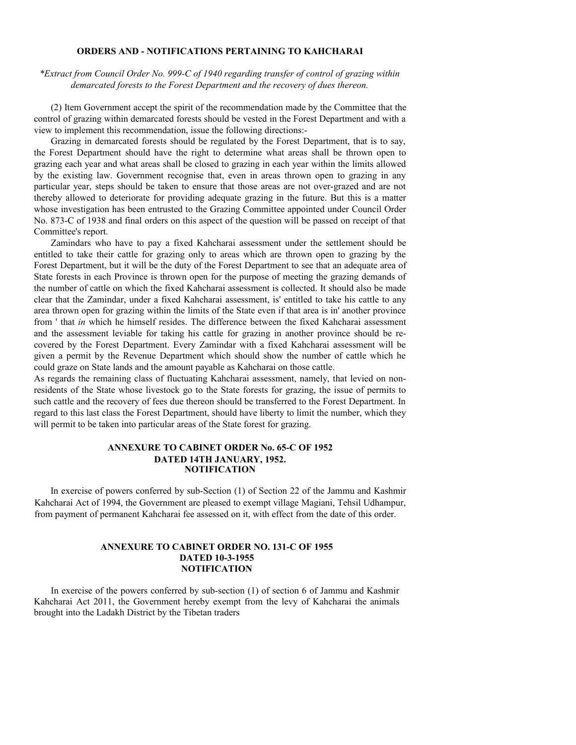## ORDERS AND - NOTIFICATIONS PERTAINING TO KAHCHARAI

*\*Extract from Council Order No. 999-C of 1940 regarding transfer of control of grazing within demarcated forests to the Forest Department and the recovery of dues thereon.*

(2) Item Government accept the spirit of the recommendation made by the Committee that the control of grazing within demarcated forests should be vested in the Forest Department and with a view to implement this recommendation, issue the following directions:-

Grazing in demarcated forests should be regulated by the Forest Department, that is to say, the Forest Department should have the right to determine what areas shall be thrown open to grazing each year and what areas shall be closed to grazing in each year within the limits allowed by the existing law. Government recognise that, even in areas thrown open to grazing in any particular year, steps should be taken to ensure that those areas are not over-grazed and are not thereby allowed to deteriorate for providing adequate grazing in the future. But this is a matter whose investigation has been entrusted to the Grazing Committee appointed under Council Order No. 873-C of 1938 and final orders on this aspect of the question will be passed on receipt of that Committee's report.

Zamindars who have to pay a fixed Kahcharai assessment under the settlement should be entitled to take their cattle for grazing only to areas which are thrown open to grazing by the Forest Department, but it will be the duty of the Forest Department to see that an adequate area of State forests in each Province is thrown open for the purpose of meeting the grazing demands of the number of cattle on which the fixed Kahcharai assessment is collected. It should also be made clear that the Zamindar, under a fixed Kahcharai assessment, is' entitled to take his cattle to any area thrown open for grazing within the limits of the State even if that area is in' another province from ' that *in* which he himself resides. The difference between the fixed Kahcharai assessment and the assessment leviable for taking his cattle for grazing in another province should be re-covered by the Forest Department. Every Zamindar with a fixed Kahcharai assessment will be given a permit by the Revenue Department which should show the number of cattle which he could graze on State lands and the amount payable as Kahcharai on those cattle.

As regards the remaining class of fluctuating Kahcharai assessment, namely, that levied on non-residents of the State whose livestock go to the State forests for grazing, the issue of permits to such cattle and the recovery of fees due thereon should be transferred to the Forest Department. In regard to this last class the Forest Department, should have liberty to limit the number, which they will permit to be taken into particular areas of the State forest for grazing.

### ANNEXURE TO CABINET ORDER No. 65-C OF 1952 DATED 14TH JANUARY, 1952.
### NOTIFICATION

In exercise of powers conferred by sub-Section (1) of Section 22 of the Jammu and Kashmir Kahcharai Act of 1994, the Government are pleased to exempt village Magiani, Tehsil Udhampur, from payment of permanent Kahcharai fee assessed on it, with effect from the date of this order.

### ANNEXURE TO CABINET ORDER NO. 131-C OF 1955 DATED 10-3-1955
### NOTIFICATION

In exercise of the powers conferred by sub-section (1) of section 6 of Jammu and Kashmir Kahcharai Act 2011, the Government hereby exempt from the levy of Kahcharai the animals brought into the Ladakh District by the Tibetan traders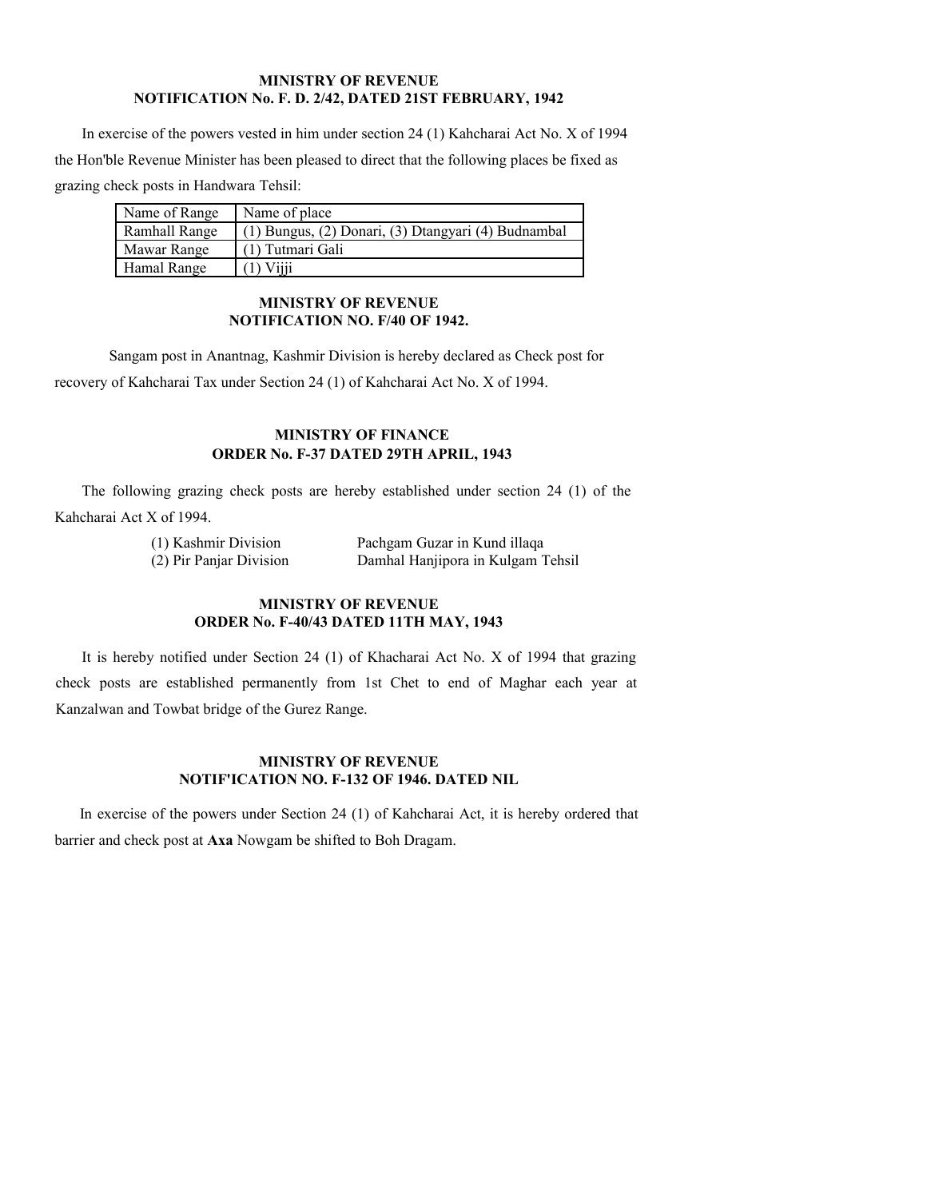**MINISTRY OF REVENUE**
**NOTIFICATION No. F. D. 2/42, DATED 21ST FEBRUARY, 1942**

In exercise of the powers vested in him under section 24 (1) Kahcharai Act No. X of 1994 the Hon'ble Revenue Minister has been pleased to direct that the following places be fixed as grazing check posts in Handwara Tehsil:

| Name of Range | Name of place |
|---|---|
| Ramhall Range | (1) Bungus, (2) Donari, (3) Dtangyari (4) Budnambal |
| Mawar Range | (1) Tutmari Gali |
| Hamal Range | (1) Vijji |

**MINISTRY OF REVENUE**
**NOTIFICATION NO. F/40 OF 1942.**

Sangam post in Anantnag, Kashmir Division is hereby declared as Check post for recovery of Kahcharai Tax under Section 24 (1) of Kahcharai Act No. X of 1994.

**MINISTRY OF FINANCE**
**ORDER No. F-37 DATED 29TH APRIL, 1943**

The following grazing check posts are hereby established under section 24 (1) of the Kahcharai Act X of 1994.

| | |
|---|---|
| (1) Kashmir Division | Pachgam Guzar in Kund illaqa |
| (2) Pir Panjar Division | Damhal Hanjipora in Kulgam Tehsil |

**MINISTRY OF REVENUE**
**ORDER No. F-40/43 DATED 11TH MAY, 1943**

It is hereby notified under Section 24 (1) of Khacharai Act No. X of 1994 that grazing check posts are established permanently from 1st Chet to end of Maghar each year at Kanzalwan and Towbat bridge of the Gurez Range.

**MINISTRY OF REVENUE**
**NOTIF'ICATION NO. F-132 OF 1946. DATED NIL**

In exercise of the powers under Section 24 (1) of Kahcharai Act, it is hereby ordered that barrier and check post at **Axa** Nowgam be shifted to Boh Dragam.